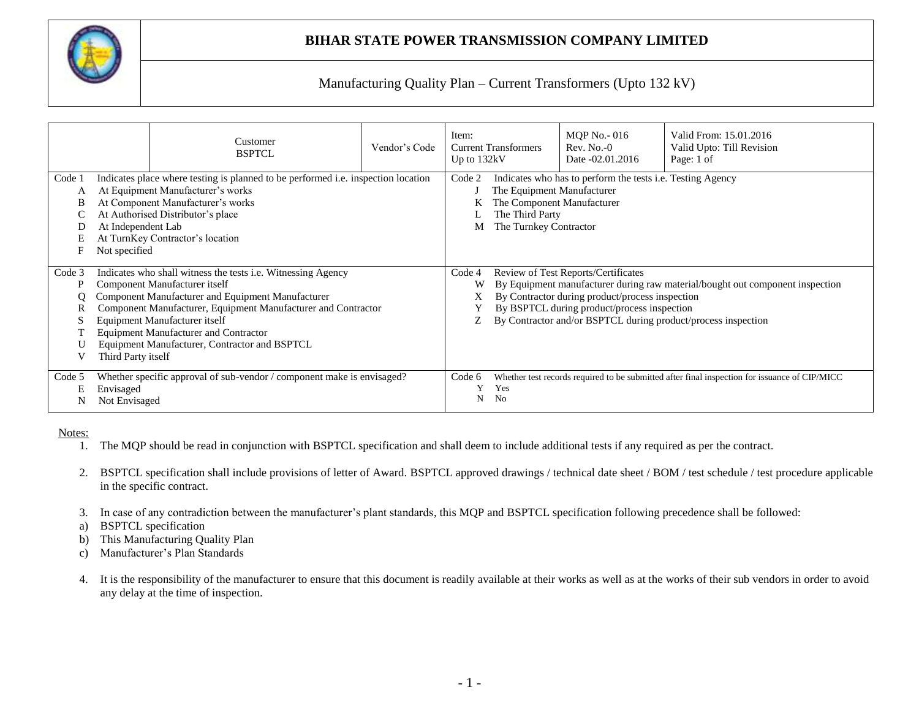# BIHAR STATE POWER TRANSMISSION COMPANY LIMITED

## Manufacturing Quality Plan – Current Transformers (Upto 132 kV)

| | Customer BSPTCL | Vendor's Code | Item: Current Transformers Up to 132kV | MQP No.- 016 Rev. No.-0 Date -02.01.2016 | Valid From: 15.01.2016 Valid Upto: Till Revision Page: 1 of |
|---|---|---|---|---|---|

| | |
|---|---|
| **Code 1** Indicates place where testing is planned to be performed i.e. inspection location<br>A At Equipment Manufacturer's works<br>B At Component Manufacturer's works<br>C At Authorised Distributor's place<br>D At Independent Lab<br>E At TurnKey Contractor's location<br>F Not specified | **Code 2** Indicates who has to perform the tests i.e. Testing Agency<br>J The Equipment Manufacturer<br>K The Component Manufacturer<br>L The Third Party<br>M The Turnkey Contractor |
| **Code 3** Indicates who shall witness the tests i.e. Witnessing Agency<br>P Component Manufacturer itself<br>Q Component Manufacturer and Equipment Manufacturer<br>R Component Manufacturer, Equipment Manufacturer and Contractor<br>S Equipment Manufacturer itself<br>T Equipment Manufacturer and Contractor<br>U Equipment Manufacturer, Contractor and BSPTCL<br>V Third Party itself | **Code 4** Review of Test Reports/Certificates<br>W By Equipment manufacturer during raw material/bought out component inspection<br>X By Contractor during product/process inspection<br>Y By BSPTCL during product/process inspection<br>Z By Contractor and/or BSPTCL during product/process inspection |
| **Code 5** Whether specific approval of sub-vendor / component make is envisaged?<br>E Envisaged<br>N Not Envisaged | **Code 6** Whether test records required to be submitted after final inspection for issuance of CIP/MICC<br>Y Yes<br>N No |

Notes:

1. The MQP should be read in conjunction with BSPTCL specification and shall deem to include additional tests if any required as per the contract.

2. BSPTCL specification shall include provisions of letter of Award. BSPTCL approved drawings / technical date sheet / BOM / test schedule / test procedure applicable in the specific contract.

3. In case of any contradiction between the manufacturer's plant standards, this MQP and BSPTCL specification following precedence shall be followed:
   a) BSPTCL specification
   b) This Manufacturing Quality Plan
   c) Manufacturer's Plan Standards

4. It is the responsibility of the manufacturer to ensure that this document is readily available at their works as well as at the works of their sub vendors in order to avoid any delay at the time of inspection.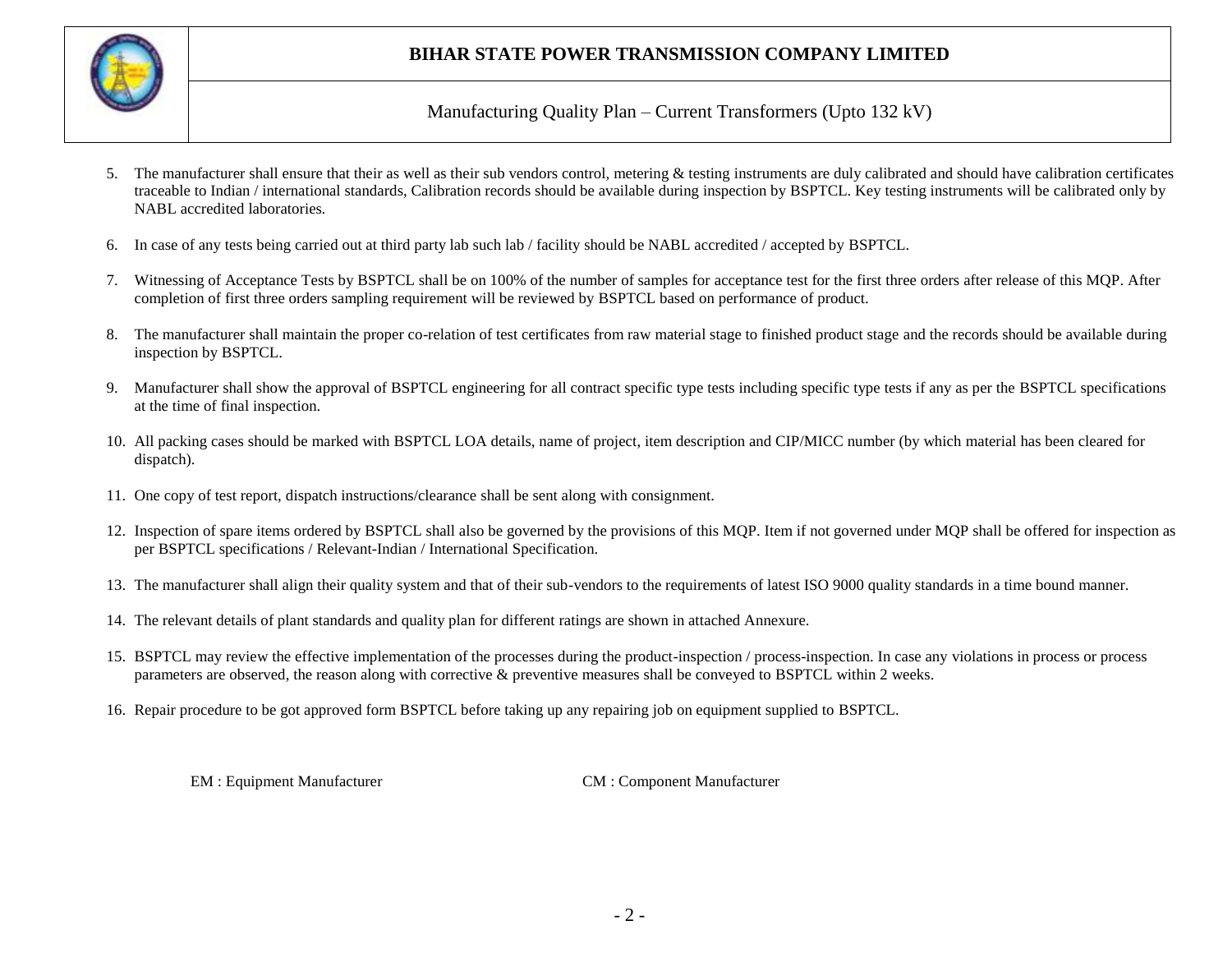5. The manufacturer shall ensure that their as well as their sub vendors control, metering & testing instruments are duly calibrated and should have calibration certificates traceable to Indian / international standards, Calibration records should be available during inspection by BSPTCL. Key testing instruments will be calibrated only by NABL accredited laboratories.

6. In case of any tests being carried out at third party lab such lab / facility should be NABL accredited / accepted by BSPTCL.

7. Witnessing of Acceptance Tests by BSPTCL shall be on 100% of the number of samples for acceptance test for the first three orders after release of this MQP. After completion of first three orders sampling requirement will be reviewed by BSPTCL based on performance of product.

8. The manufacturer shall maintain the proper co-relation of test certificates from raw material stage to finished product stage and the records should be available during inspection by BSPTCL.

9. Manufacturer shall show the approval of BSPTCL engineering for all contract specific type tests including specific type tests if any as per the BSPTCL specifications at the time of final inspection.

10. All packing cases should be marked with BSPTCL LOA details, name of project, item description and CIP/MICC number (by which material has been cleared for dispatch).

11. One copy of test report, dispatch instructions/clearance shall be sent along with consignment.

12. Inspection of spare items ordered by BSPTCL shall also be governed by the provisions of this MQP. Item if not governed under MQP shall be offered for inspection as per BSPTCL specifications / Relevant-Indian / International Specification.

13. The manufacturer shall align their quality system and that of their sub-vendors to the requirements of latest ISO 9000 quality standards in a time bound manner.

14. The relevant details of plant standards and quality plan for different ratings are shown in attached Annexure.

15. BSPTCL may review the effective implementation of the processes during the product-inspection / process-inspection. In case any violations in process or process parameters are observed, the reason along with corrective & preventive measures shall be conveyed to BSPTCL within 2 weeks.

16. Repair procedure to be got approved form BSPTCL before taking up any repairing job on equipment supplied to BSPTCL.

EM : Equipment Manufacturer        CM : Component Manufacturer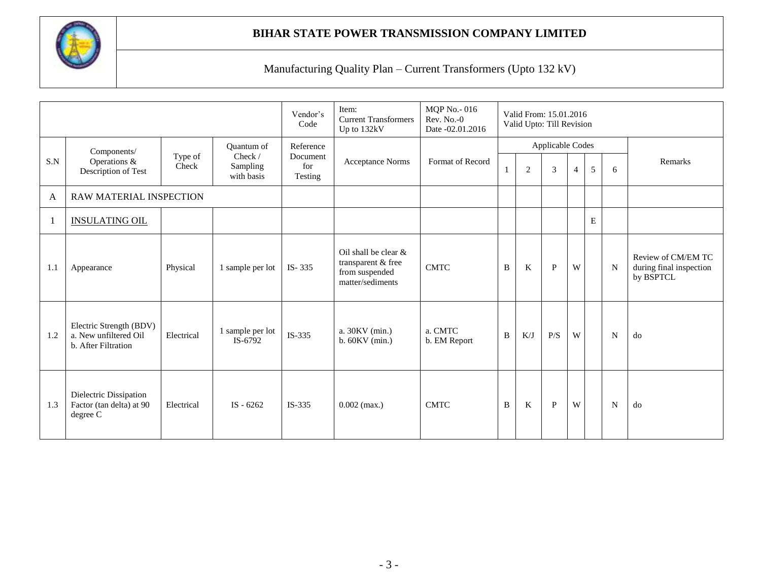# BIHAR STATE POWER TRANSMISSION COMPANY LIMITED

## Manufacturing Quality Plan – Current Transformers (Upto 132 kV)

| | | | | Vendor's Code | Item: Current Transformers Up to 132kV | MQP No.- 016 Rev. No.-0 Date -02.01.2016 | Valid From: 15.01.2016 Valid Upto: Till Revision | | | | | | |
|---|---|---|---|---|---|---|---|---|---|---|---|---|---|
| S.N | Components/ Operations & Description of Test | Type of Check | Quantum of Check / Sampling with basis | Reference Document for Testing | Acceptance Norms | Format of Record | Applicable Codes | | | | | | Remarks |
| | | | | | | | 1 | 2 | 3 | 4 | 5 | 6 | |
| A | RAW MATERIAL INSPECTION | | | | | | | | | | | | |
| 1 | INSULATING OIL | | | | | | | | | | E | | |
| 1.1 | Appearance | Physical | 1 sample per lot | IS- 335 | Oil shall be clear & transparent & free from suspended matter/sediments | CMTC | B | K | P | W | | N | Review of CM/EM TC during final inspection by BSPTCL |
| 1.2 | Electric Strength (BDV) a. New unfiltered Oil b. After Filtration | Electrical | 1 sample per lot IS-6792 | IS-335 | a. 30KV (min.) b. 60KV (min.) | a. CMTC b. EM Report | B | K/J | P/S | W | | N | do |
| 1.3 | Dielectric Dissipation Factor (tan delta) at 90 degree C | Electrical | IS - 6262 | IS-335 | 0.002 (max.) | CMTC | B | K | P | W | | N | do |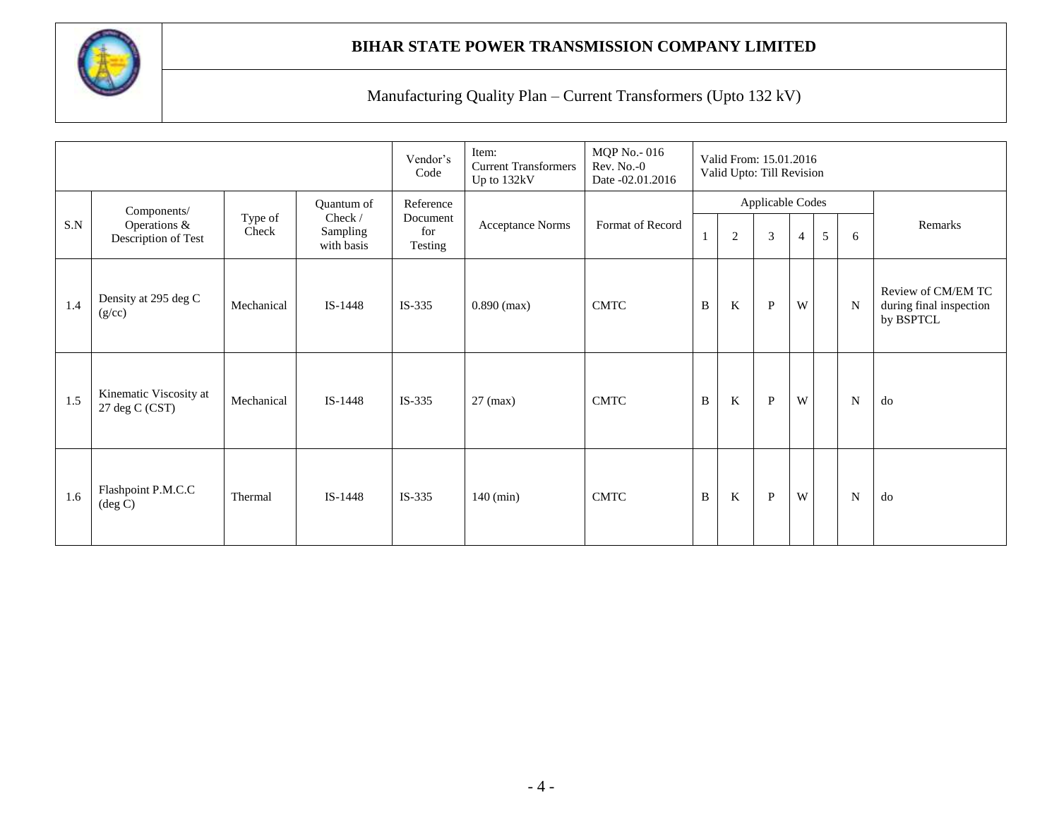**BIHAR STATE POWER TRANSMISSION COMPANY LIMITED**

Manufacturing Quality Plan – Current Transformers (Upto 132 kV)

| | | | | Vendor's Code | Item: Current Transformers Up to 132kV | MQP No.- 016 Rev. No.-0 Date -02.01.2016 | Valid From: 15.01.2016 Valid Upto: Till Revision | | | | | | |
|---|---|---|---|---|---|---|---|---|---|---|---|---|---|
| S.N | Components/ Operations & Description of Test | Type of Check | Quantum of Check / Sampling with basis | Reference Document for Testing | Acceptance Norms | Format of Record | Applicable Codes | | | | | | Remarks |
| | | | | | | | 1 | 2 | 3 | 4 | 5 | 6 | |
| 1.4 | Density at 295 deg C (g/cc) | Mechanical | IS-1448 | IS-335 | 0.890 (max) | CMTC | B | K | P | W | | N | Review of CM/EM TC during final inspection by BSPTCL |
| 1.5 | Kinematic Viscosity at 27 deg C (CST) | Mechanical | IS-1448 | IS-335 | 27 (max) | CMTC | B | K | P | W | | N | do |
| 1.6 | Flashpoint P.M.C.C (deg C) | Thermal | IS-1448 | IS-335 | 140 (min) | CMTC | B | K | P | W | | N | do |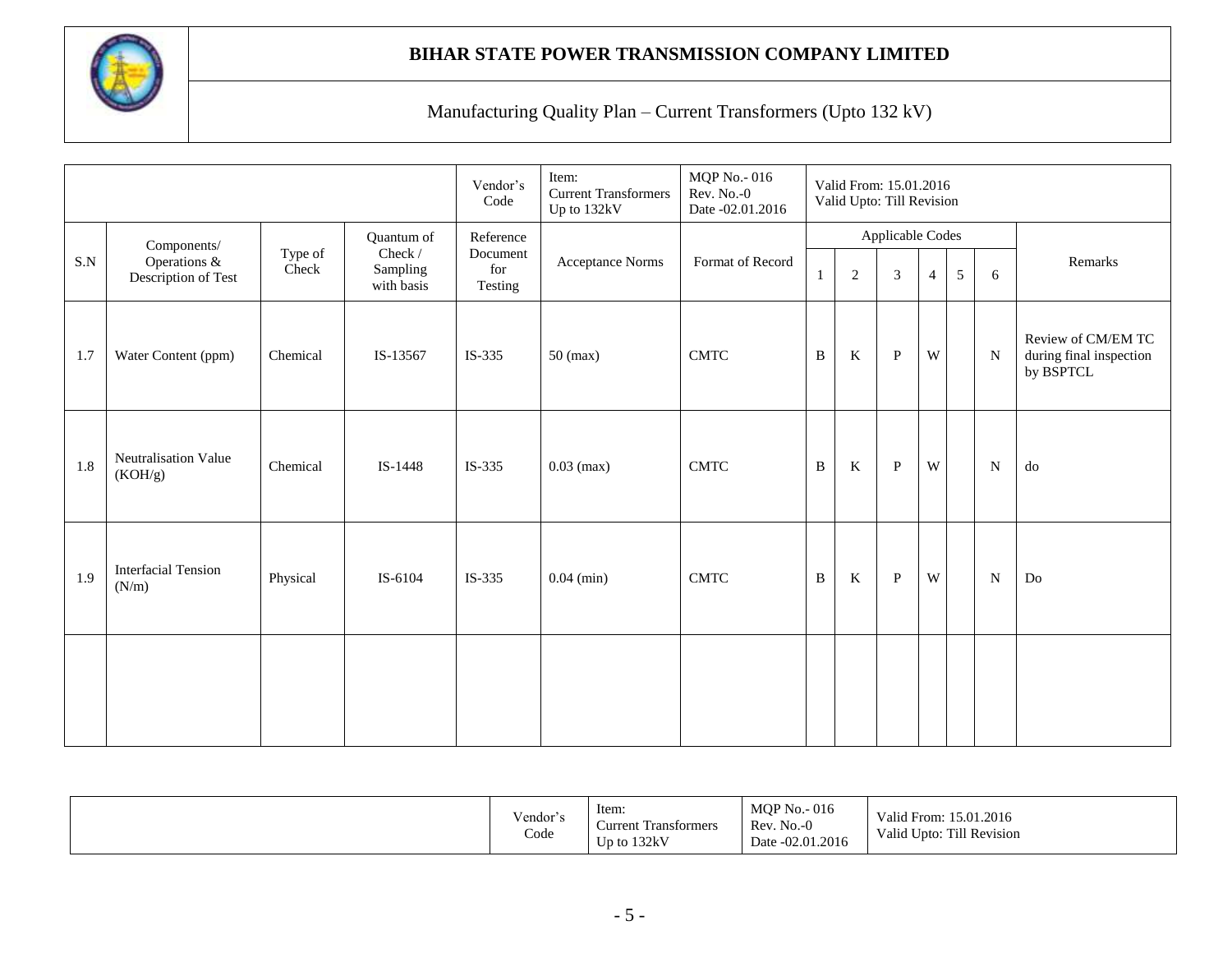# BIHAR STATE POWER TRANSMISSION COMPANY LIMITED

Manufacturing Quality Plan – Current Transformers (Upto 132 kV)

| | | | | Vendor's Code | Item: Current Transformers Up to 132kV | MQP No.- 016 Rev. No.-0 Date -02.01.2016 | Valid From: 15.01.2016 Valid Upto: Till Revision | | | | | | |
|---|---|---|---|---|---|---|---|---|---|---|---|---|---|
| S.N | Components/ Operations & Description of Test | Type of Check | Quantum of Check / Sampling with basis | Reference Document for Testing | Acceptance Norms | Format of Record | Applicable Codes | | | | | | Remarks |
| | | | | | | | 1 | 2 | 3 | 4 | 5 | 6 | |
| 1.7 | Water Content (ppm) | Chemical | IS-13567 | IS-335 | 50 (max) | CMTC | B | K | P | W | | N | Review of CM/EM TC during final inspection by BSPTCL |
| 1.8 | Neutralisation Value (KOH/g) | Chemical | IS-1448 | IS-335 | 0.03 (max) | CMTC | B | K | P | W | | N | do |
| 1.9 | Interfacial Tension (N/m) | Physical | IS-6104 | IS-335 | 0.04 (min) | CMTC | B | K | P | W | | N | Do |
| | | | | | | | | | | | | | |

| | Vendor's Code | Item: Current Transformers Up to 132kV | MQP No.- 016 Rev. No.-0 Date -02.01.2016 | Valid From: 15.01.2016 Valid Upto: Till Revision |
|---|---|---|---|---|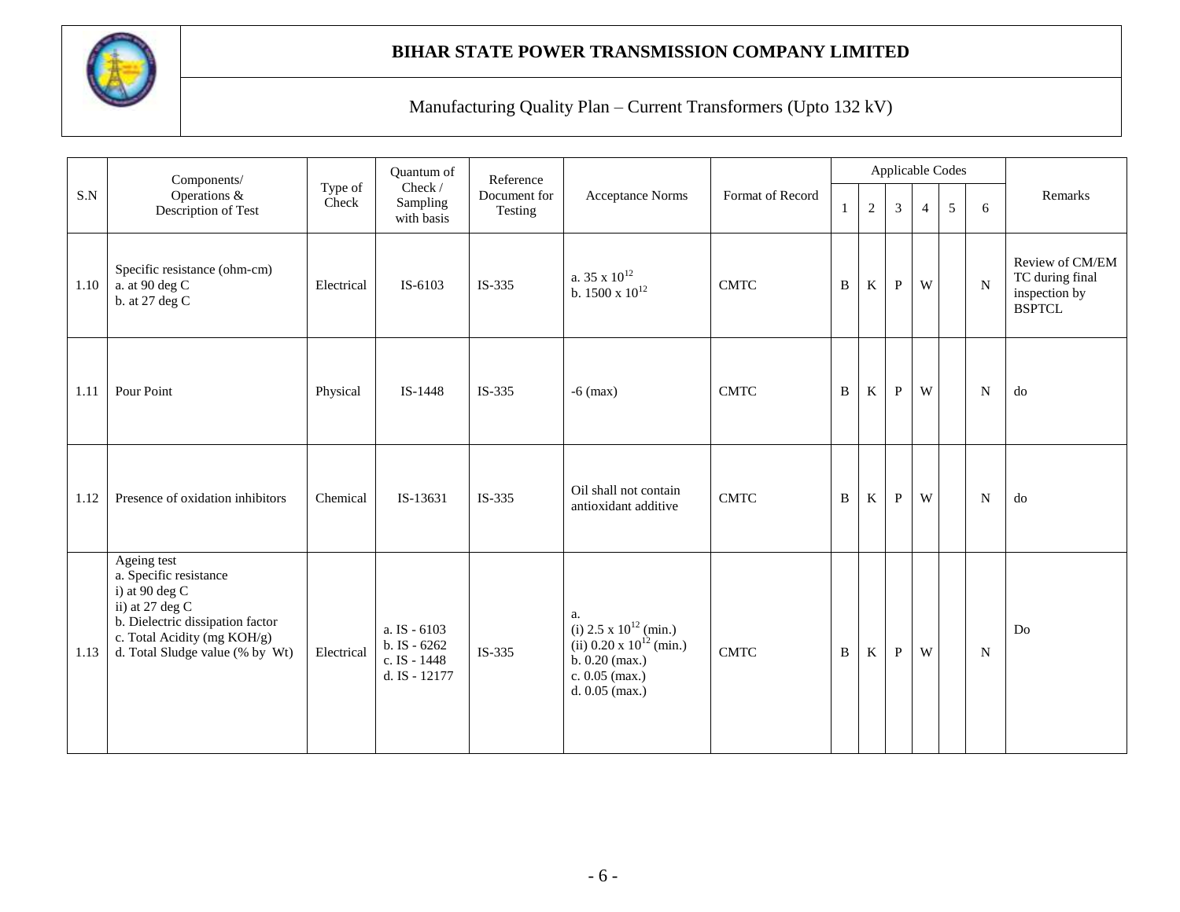# BIHAR STATE POWER TRANSMISSION COMPANY LIMITED

Manufacturing Quality Plan – Current Transformers (Upto 132 kV)

| S.N | Components/ Operations & Description of Test | Type of Check | Quantum of Check / Sampling with basis | Reference Document for Testing | Acceptance Norms | Format of Record | Applicable Codes | | | | | | Remarks |
|---|---|---|---|---|---|---|---|---|---|---|---|---|---|
| | | | | | | | 1 | 2 | 3 | 4 | 5 | 6 | |
| 1.10 | Specific resistance (ohm-cm)<br>a. at 90 deg C<br>b. at 27 deg C | Electrical | IS-6103 | IS-335 | a. 35 x $10^{12}$<br>b. 1500 x $10^{12}$ | CMTC | B | K | P | W | | N | Review of CM/EM TC during final inspection by BSPTCL |
| 1.11 | Pour Point | Physical | IS-1448 | IS-335 | -6 (max) | CMTC | B | K | P | W | | N | do |
| 1.12 | Presence of oxidation inhibitors | Chemical | IS-13631 | IS-335 | Oil shall not contain antioxidant additive | CMTC | B | K | P | W | | N | do |
| 1.13 | Ageing test<br>a. Specific resistance<br>i) at 90 deg C<br>ii) at 27 deg C<br>b. Dielectric dissipation factor<br>c. Total Acidity (mg KOH/g)<br>d. Total Sludge value (% by Wt) | Electrical | a. IS - 6103<br>b. IS - 6262<br>c. IS - 1448<br>d. IS - 12177 | IS-335 | a.<br>(i) 2.5 x $10^{12}$ (min.)<br>(ii) 0.20 x $10^{12}$ (min.)<br>b. 0.20 (max.)<br>c. 0.05 (max.)<br>d. 0.05 (max.) | CMTC | B | K | P | W | | N | Do |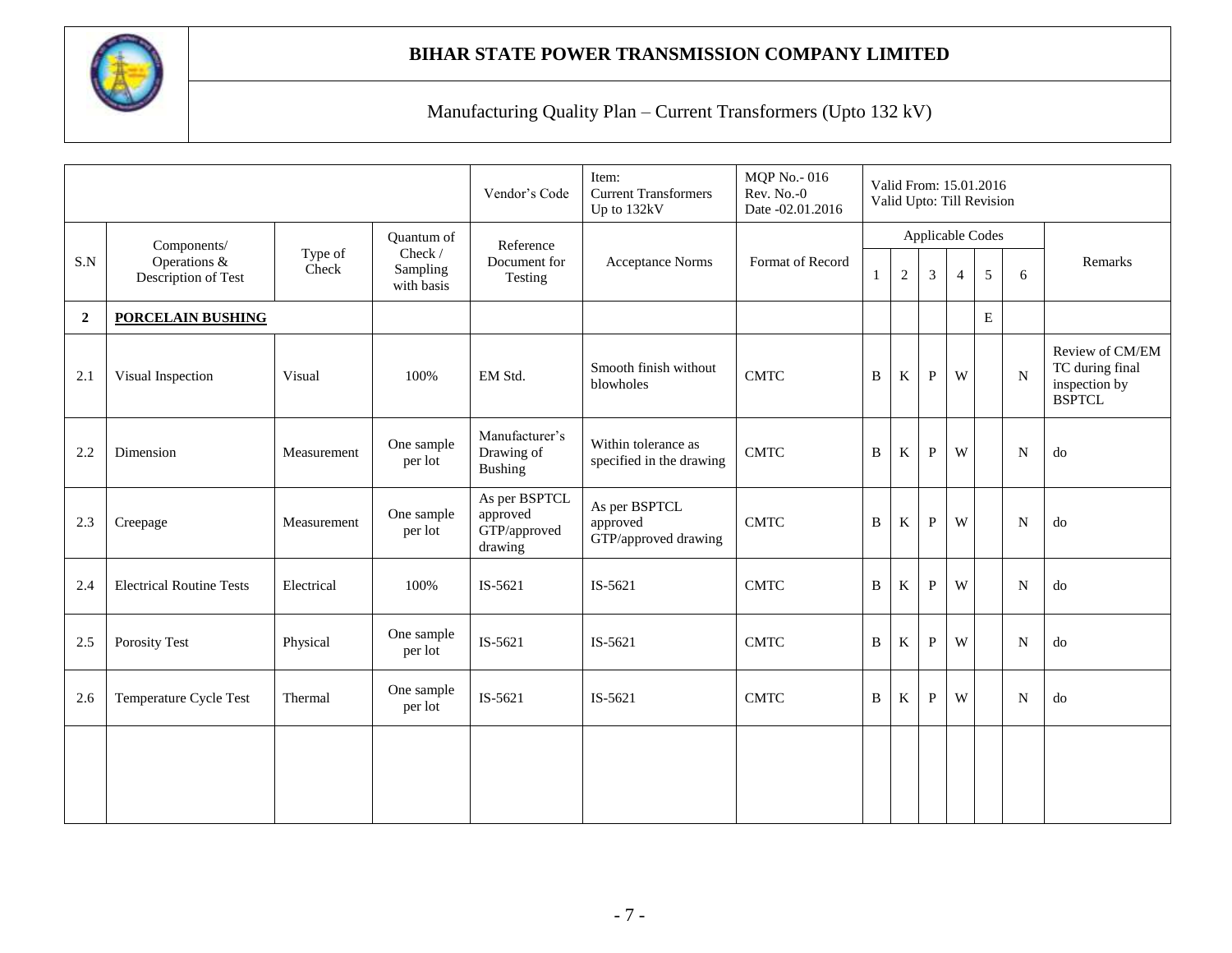**BIHAR STATE POWER TRANSMISSION COMPANY LIMITED**

Manufacturing Quality Plan – Current Transformers (Upto 132 kV)

| | | | | Vendor's Code | Item: Current Transformers Up to 132kV | MQP No.- 016 Rev. No.-0 Date -02.01.2016 | Valid From: 15.01.2016 Valid Upto: Till Revision | | | | | | |
|---|---|---|---|---|---|---|---|---|---|---|---|---|---|
| S.N | Components/ Operations & Description of Test | Type of Check | Quantum of Check / Sampling with basis | Reference Document for Testing | Acceptance Norms | Format of Record | Applicable Codes | | | | | | Remarks |
| | | | | | | | 1 | 2 | 3 | 4 | 5 | 6 | |
| **2** | **PORCELAIN BUSHING** | | | | | | | | | | E | | |
| 2.1 | Visual Inspection | Visual | 100% | EM Std. | Smooth finish without blowholes | CMTC | B | K | P | W | | N | Review of CM/EM TC during final inspection by BSPTCL |
| 2.2 | Dimension | Measurement | One sample per lot | Manufacturer's Drawing of Bushing | Within tolerance as specified in the drawing | CMTC | B | K | P | W | | N | do |
| 2.3 | Creepage | Measurement | One sample per lot | As per BSPTCL approved GTP/approved drawing | As per BSPTCL approved GTP/approved drawing | CMTC | B | K | P | W | | N | do |
| 2.4 | Electrical Routine Tests | Electrical | 100% | IS-5621 | IS-5621 | CMTC | B | K | P | W | | N | do |
| 2.5 | Porosity Test | Physical | One sample per lot | IS-5621 | IS-5621 | CMTC | B | K | P | W | | N | do |
| 2.6 | Temperature Cycle Test | Thermal | One sample per lot | IS-5621 | IS-5621 | CMTC | B | K | P | W | | N | do |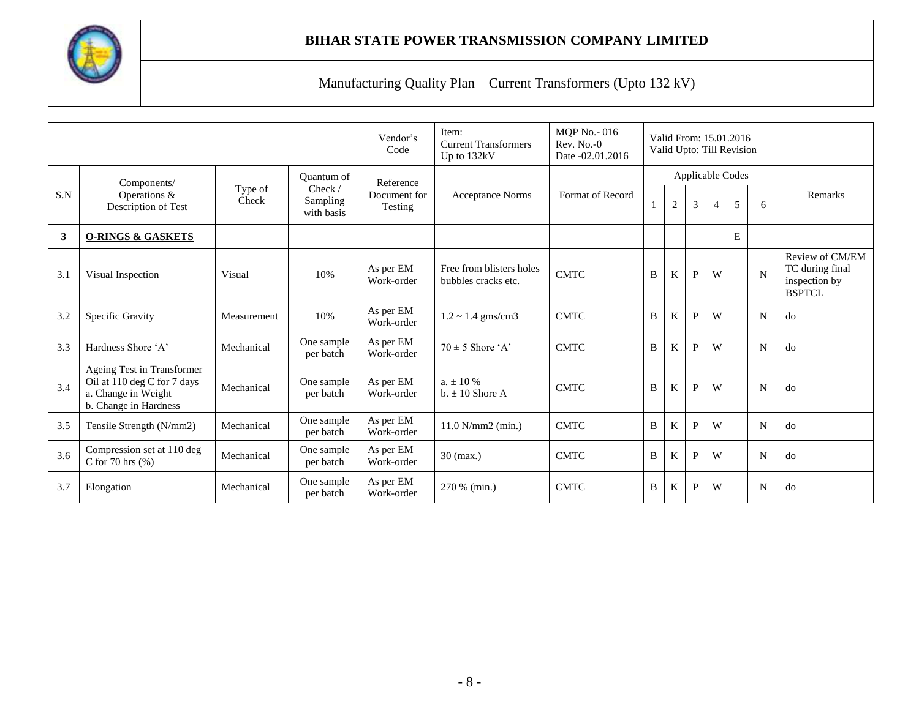# BIHAR STATE POWER TRANSMISSION COMPANY LIMITED

## Manufacturing Quality Plan – Current Transformers (Upto 132 kV)

| | | | | Vendor's Code | Item: Current Transformers Up to 132kV | MQP No.- 016 Rev. No.-0 Date -02.01.2016 | Valid From: 15.01.2016 Valid Upto: Till Revision | | | | | | |
|---|---|---|---|---|---|---|---|---|---|---|---|---|---|
| S.N | Components/ Operations & Description of Test | Type of Check | Quantum of Check / Sampling with basis | Reference Document for Testing | Acceptance Norms | Format of Record | Applicable Codes | | | | | | Remarks |
| | | | | | | | 1 | 2 | 3 | 4 | 5 | 6 | |
| **3** | **O-RINGS & GASKETS** | | | | | | | | | | E | | |
| 3.1 | Visual Inspection | Visual | 10% | As per EM Work-order | Free from blisters holes bubbles cracks etc. | CMTC | B | K | P | W | | N | Review of CM/EM TC during final inspection by BSPTCL |
| 3.2 | Specific Gravity | Measurement | 10% | As per EM Work-order | 1.2 ~ 1.4 gms/cm3 | CMTC | B | K | P | W | | N | do |
| 3.3 | Hardness Shore 'A' | Mechanical | One sample per batch | As per EM Work-order | 70 ± 5 Shore 'A' | CMTC | B | K | P | W | | N | do |
| 3.4 | Ageing Test in Transformer Oil at 110 deg C for 7 days a. Change in Weight b. Change in Hardness | Mechanical | One sample per batch | As per EM Work-order | a. ± 10 % b. ± 10 Shore A | CMTC | B | K | P | W | | N | do |
| 3.5 | Tensile Strength (N/mm2) | Mechanical | One sample per batch | As per EM Work-order | 11.0 N/mm2 (min.) | CMTC | B | K | P | W | | N | do |
| 3.6 | Compression set at 110 deg C for 70 hrs (%) | Mechanical | One sample per batch | As per EM Work-order | 30 (max.) | CMTC | B | K | P | W | | N | do |
| 3.7 | Elongation | Mechanical | One sample per batch | As per EM Work-order | 270 % (min.) | CMTC | B | K | P | W | | N | do |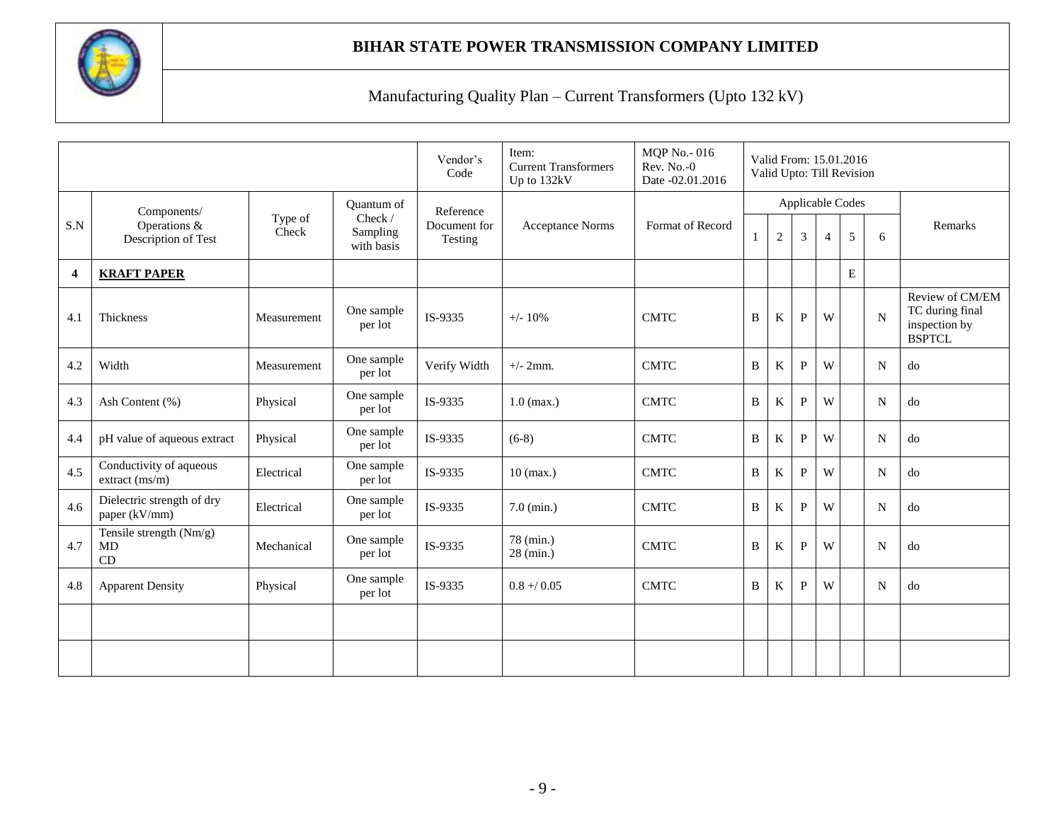# BIHAR STATE POWER TRANSMISSION COMPANY LIMITED

## Manufacturing Quality Plan – Current Transformers (Upto 132 kV)

| | | | | Vendor's Code | Item: Current Transformers Up to 132kV | MQP No.- 016 Rev. No.-0 Date -02.01.2016 | Valid From: 15.01.2016 Valid Upto: Till Revision | | | | | | |
|---|---|---|---|---|---|---|---|---|---|---|---|---|---|
| S.N | Components/ Operations & Description of Test | Type of Check | Quantum of Check / Sampling with basis | Reference Document for Testing | Acceptance Norms | Format of Record | Applicable Codes | | | | | | Remarks |
| | | | | | | | 1 | 2 | 3 | 4 | 5 | 6 | |
| **4** | **KRAFT PAPER** | | | | | | | | | | E | | |
| 4.1 | Thickness | Measurement | One sample per lot | IS-9335 | +/- 10% | CMTC | B | K | P | W | | N | Review of CM/EM TC during final inspection by BSPTCL |
| 4.2 | Width | Measurement | One sample per lot | Verify Width | +/- 2mm. | CMTC | B | K | P | W | | N | do |
| 4.3 | Ash Content (%) | Physical | One sample per lot | IS-9335 | 1.0 (max.) | CMTC | B | K | P | W | | N | do |
| 4.4 | pH value of aqueous extract | Physical | One sample per lot | IS-9335 | (6-8) | CMTC | B | K | P | W | | N | do |
| 4.5 | Conductivity of aqueous extract (ms/m) | Electrical | One sample per lot | IS-9335 | 10 (max.) | CMTC | B | K | P | W | | N | do |
| 4.6 | Dielectric strength of dry paper (kV/mm) | Electrical | One sample per lot | IS-9335 | 7.0 (min.) | CMTC | B | K | P | W | | N | do |
| 4.7 | Tensile strength (Nm/g) MD CD | Mechanical | One sample per lot | IS-9335 | 78 (min.) 28 (min.) | CMTC | B | K | P | W | | N | do |
| 4.8 | Apparent Density | Physical | One sample per lot | IS-9335 | 0.8 +/ 0.05 | CMTC | B | K | P | W | | N | do |
| | | | | | | | | | | | | | |
| | | | | | | | | | | | | | |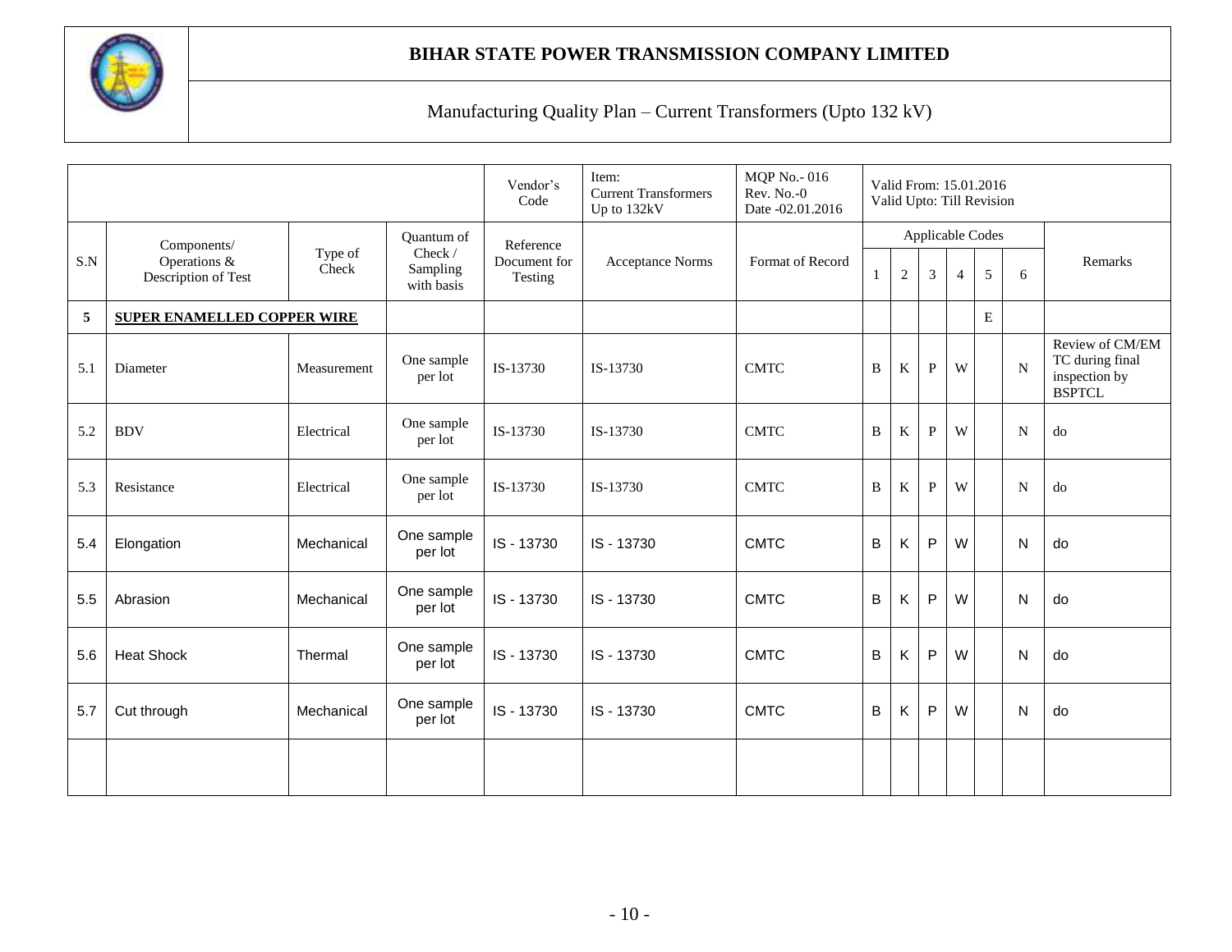# BIHAR STATE POWER TRANSMISSION COMPANY LIMITED

## Manufacturing Quality Plan – Current Transformers (Upto 132 kV)

| | | | | Vendor's Code | Item: Current Transformers Up to 132kV | MQP No.- 016 Rev. No.-0 Date -02.01.2016 | Valid From: 15.01.2016 Valid Upto: Till Revision | | | | | | |
|---|---|---|---|---|---|---|---|---|---|---|---|---|---|
| S.N | Components/ Operations & Description of Test | Type of Check | Quantum of Check / Sampling with basis | Reference Document for Testing | Acceptance Norms | Format of Record | Applicable Codes | | | | | | Remarks |
| | | | | | | | 1 | 2 | 3 | 4 | 5 | 6 | |
| **5** | **SUPER ENAMELLED COPPER WIRE** | | | | | | | | | | E | | |
| 5.1 | Diameter | Measurement | One sample per lot | IS-13730 | IS-13730 | CMTC | B | K | P | W | | N | Review of CM/EM TC during final inspection by BSPTCL |
| 5.2 | BDV | Electrical | One sample per lot | IS-13730 | IS-13730 | CMTC | B | K | P | W | | N | do |
| 5.3 | Resistance | Electrical | One sample per lot | IS-13730 | IS-13730 | CMTC | B | K | P | W | | N | do |
| 5.4 | Elongation | Mechanical | One sample per lot | IS - 13730 | IS - 13730 | CMTC | B | K | P | W | | N | do |
| 5.5 | Abrasion | Mechanical | One sample per lot | IS - 13730 | IS - 13730 | CMTC | B | K | P | W | | N | do |
| 5.6 | Heat Shock | Thermal | One sample per lot | IS - 13730 | IS - 13730 | CMTC | B | K | P | W | | N | do |
| 5.7 | Cut through | Mechanical | One sample per lot | IS - 13730 | IS - 13730 | CMTC | B | K | P | W | | N | do |
| | | | | | | | | | | | | | |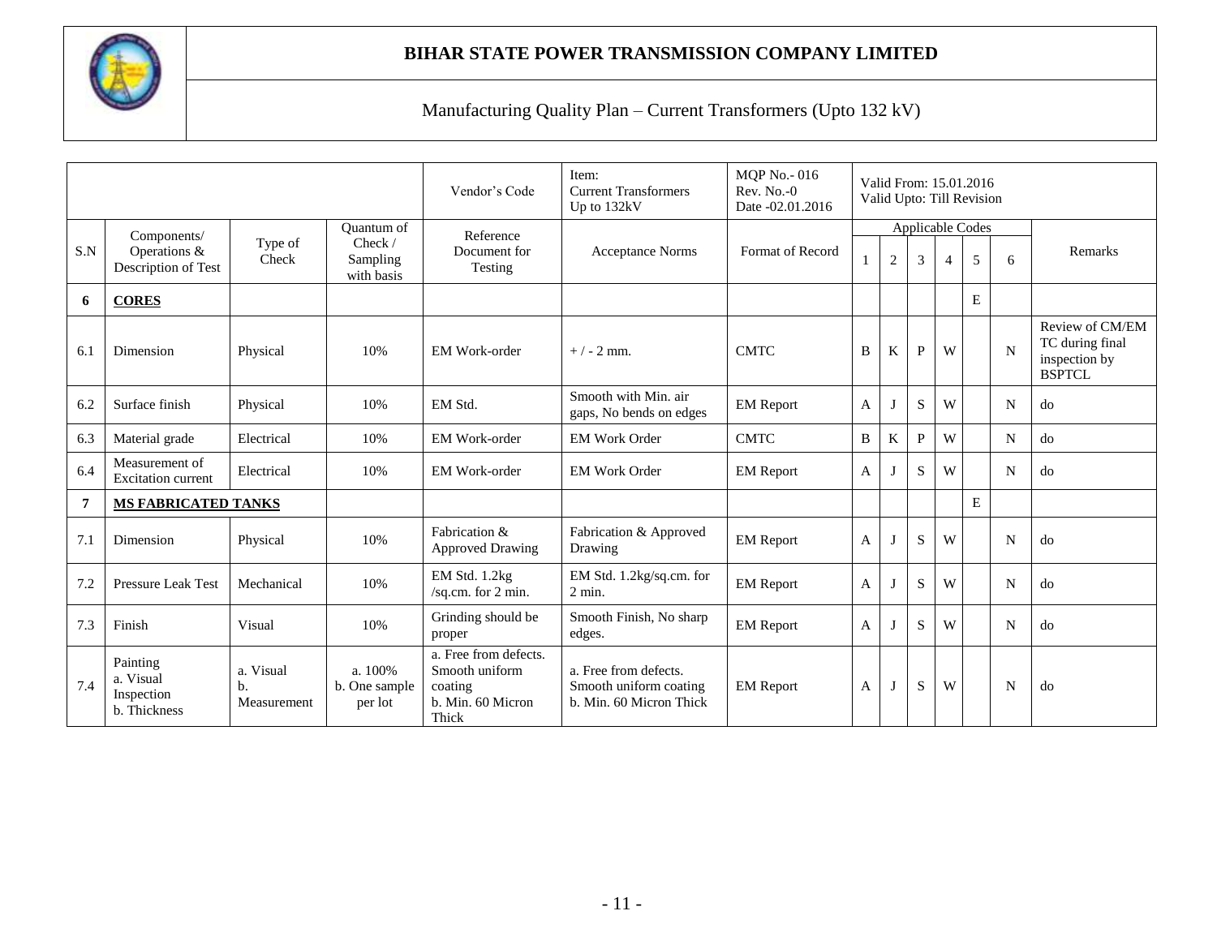**BIHAR STATE POWER TRANSMISSION COMPANY LIMITED**

Manufacturing Quality Plan – Current Transformers (Upto 132 kV)

| | | | | Vendor's Code | Item: Current Transformers Up to 132kV | MQP No.- 016 Rev. No.-0 Date -02.01.2016 | Valid From: 15.01.2016 Valid Upto: Till Revision | | | | | | |
|---|---|---|---|---|---|---|---|---|---|---|---|---|---|
| S.N | Components/ Operations & Description of Test | Type of Check | Quantum of Check / Sampling with basis | Reference Document for Testing | Acceptance Norms | Format of Record | Applicable Codes | | | | | | Remarks |
| | | | | | | | 1 | 2 | 3 | 4 | 5 | 6 | |
| **6** | **CORES** | | | | | | | | | | E | | |
| 6.1 | Dimension | Physical | 10% | EM Work-order | + / - 2 mm. | CMTC | B | K | P | W | | N | Review of CM/EM TC during final inspection by BSPTCL |
| 6.2 | Surface finish | Physical | 10% | EM Std. | Smooth with Min. air gaps, No bends on edges | EM Report | A | J | S | W | | N | do |
| 6.3 | Material grade | Electrical | 10% | EM Work-order | EM Work Order | CMTC | B | K | P | W | | N | do |
| 6.4 | Measurement of Excitation current | Electrical | 10% | EM Work-order | EM Work Order | EM Report | A | J | S | W | | N | do |
| **7** | **MS FABRICATED TANKS** | | | | | | | | | | E | | |
| 7.1 | Dimension | Physical | 10% | Fabrication & Approved Drawing | Fabrication & Approved Drawing | EM Report | A | J | S | W | | N | do |
| 7.2 | Pressure Leak Test | Mechanical | 10% | EM Std. 1.2kg /sq.cm. for 2 min. | EM Std. 1.2kg/sq.cm. for 2 min. | EM Report | A | J | S | W | | N | do |
| 7.3 | Finish | Visual | 10% | Grinding should be proper | Smooth Finish, No sharp edges. | EM Report | A | J | S | W | | N | do |
| 7.4 | Painting a. Visual Inspection b. Thickness | a. Visual b. Measurement | a. 100% b. One sample per lot | a. Free from defects. Smooth uniform coating b. Min. 60 Micron Thick | a. Free from defects. Smooth uniform coating b. Min. 60 Micron Thick | EM Report | A | J | S | W | | N | do |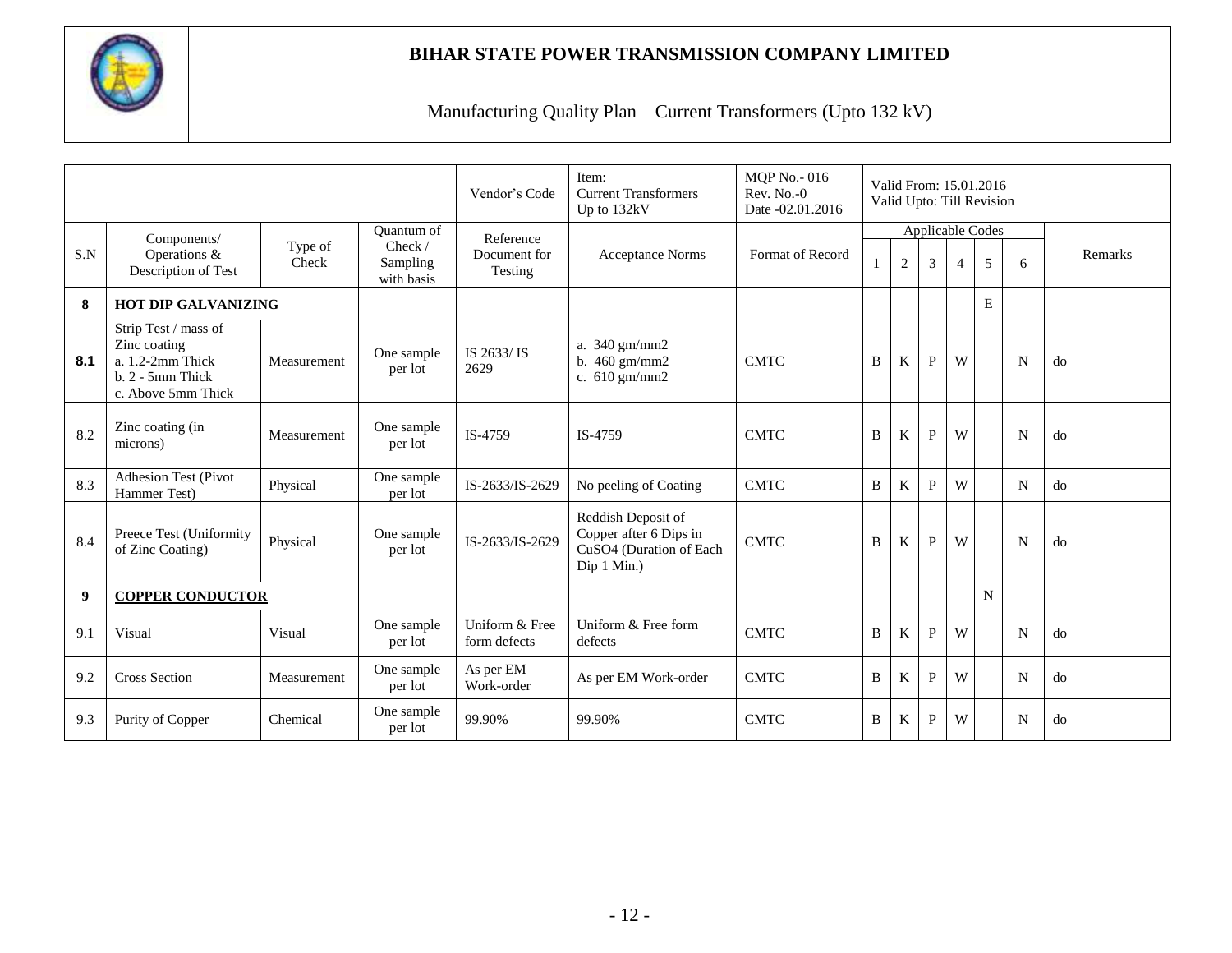# BIHAR STATE POWER TRANSMISSION COMPANY LIMITED

Manufacturing Quality Plan – Current Transformers (Upto 132 kV)

| | | | | Vendor's Code | Item: Current Transformers Up to 132kV | MQP No.- 016 Rev. No.-0 Date -02.01.2016 | Valid From: 15.01.2016 Valid Upto: Till Revision | | | | | | |
|---|---|---|---|---|---|---|---|---|---|---|---|---|---|
| S.N | Components/ Operations & Description of Test | Type of Check | Quantum of Check / Sampling with basis | Reference Document for Testing | Acceptance Norms | Format of Record | Applicable Codes | | | | | | Remarks |
| | | | | | | | 1 | 2 | 3 | 4 | 5 | 6 | |
| **8** | **HOT DIP GALVANIZING** | | | | | | | | | | E | | |
| **8.1** | Strip Test / mass of Zinc coating a. 1.2-2mm Thick b. 2 - 5mm Thick c. Above 5mm Thick | Measurement | One sample per lot | IS 2633/ IS 2629 | a. 340 gm/mm2 b. 460 gm/mm2 c. 610 gm/mm2 | CMTC | B | K | P | W | | N | do |
| 8.2 | Zinc coating (in microns) | Measurement | One sample per lot | IS-4759 | IS-4759 | CMTC | B | K | P | W | | N | do |
| 8.3 | Adhesion Test (Pivot Hammer Test) | Physical | One sample per lot | IS-2633/IS-2629 | No peeling of Coating | CMTC | B | K | P | W | | N | do |
| 8.4 | Preece Test (Uniformity of Zinc Coating) | Physical | One sample per lot | IS-2633/IS-2629 | Reddish Deposit of Copper after 6 Dips in $CuSO_4$ (Duration of Each Dip 1 Min.) | CMTC | B | K | P | W | | N | do |
| **9** | **COPPER CONDUCTOR** | | | | | | | | | | N | | |
| 9.1 | Visual | Visual | One sample per lot | Uniform & Free form defects | Uniform & Free form defects | CMTC | B | K | P | W | | N | do |
| 9.2 | Cross Section | Measurement | One sample per lot | As per EM Work-order | As per EM Work-order | CMTC | B | K | P | W | | N | do |
| 9.3 | Purity of Copper | Chemical | One sample per lot | 99.90% | 99.90% | CMTC | B | K | P | W | | N | do |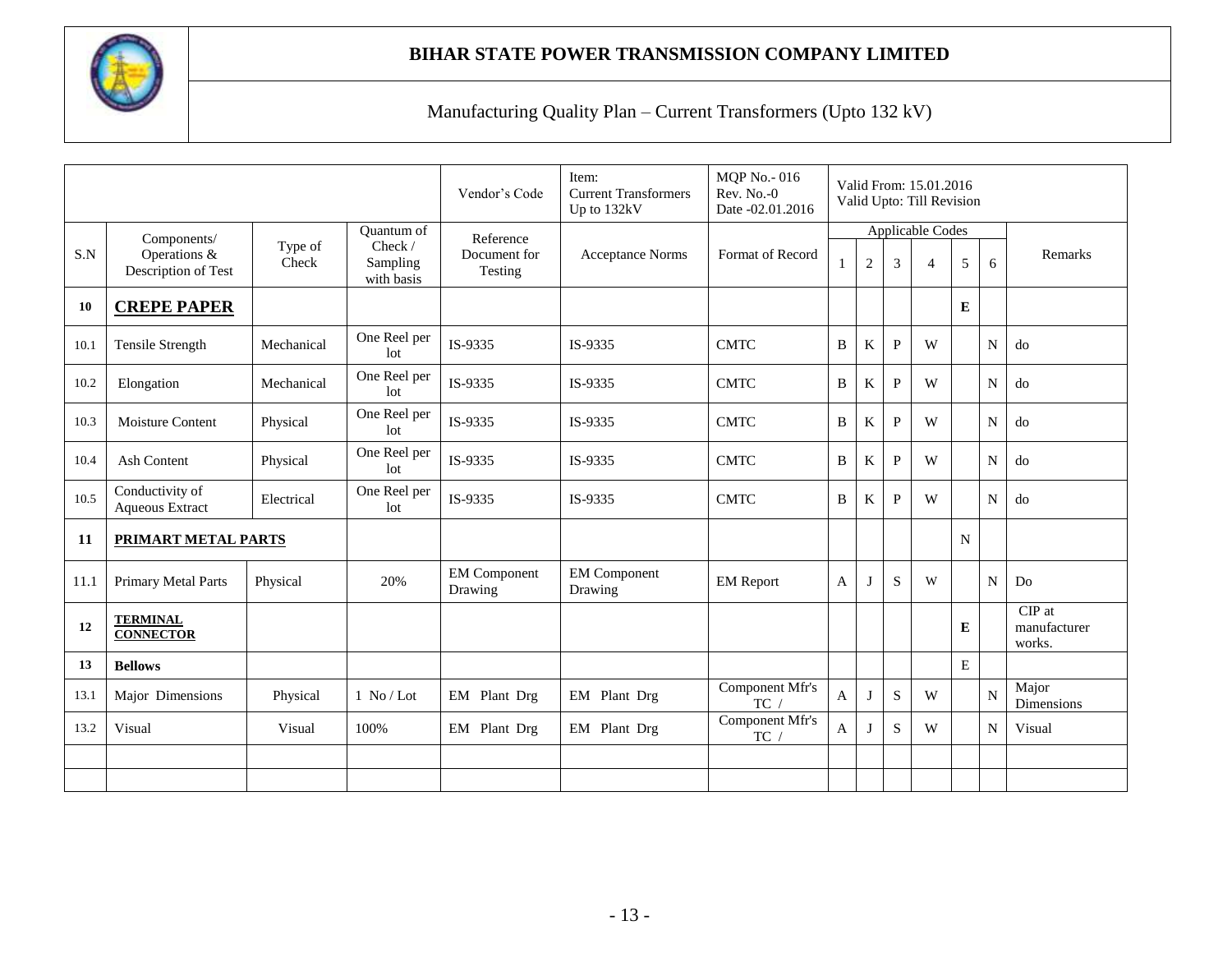# BIHAR STATE POWER TRANSMISSION COMPANY LIMITED

## Manufacturing Quality Plan – Current Transformers (Upto 132 kV)

| | | | | Vendor's Code | Item: Current Transformers Up to 132kV | MQP No.- 016 Rev. No.-0 Date -02.01.2016 | Valid From: 15.01.2016 Valid Upto: Till Revision | | | | | | |
|---|---|---|---|---|---|---|---|---|---|---|---|---|---|
| S.N | Components/ Operations & Description of Test | Type of Check | Quantum of Check / Sampling with basis | Reference Document for Testing | Acceptance Norms | Format of Record | Applicable Codes | | | | | | Remarks |
| | | | | | | | 1 | 2 | 3 | 4 | 5 | 6 | |
| **10** | **CREPE PAPER** | | | | | | | | | | **E** | | |
| 10.1 | Tensile Strength | Mechanical | One Reel per lot | IS-9335 | IS-9335 | CMTC | B | K | P | W | | N | do |
| 10.2 | Elongation | Mechanical | One Reel per lot | IS-9335 | IS-9335 | CMTC | B | K | P | W | | N | do |
| 10.3 | Moisture Content | Physical | One Reel per lot | IS-9335 | IS-9335 | CMTC | B | K | P | W | | N | do |
| 10.4 | Ash Content | Physical | One Reel per lot | IS-9335 | IS-9335 | CMTC | B | K | P | W | | N | do |
| 10.5 | Conductivity of Aqueous Extract | Electrical | One Reel per lot | IS-9335 | IS-9335 | CMTC | B | K | P | W | | N | do |
| **11** | **PRIMART METAL PARTS** | | | | | | | | | | N | | |
| 11.1 | Primary Metal Parts | Physical | 20% | EM Component Drawing | EM Component Drawing | EM Report | A | J | S | W | | N | Do |
| **12** | **TERMINAL CONNECTOR** | | | | | | | | | | **E** | | CIP at manufacturer works. |
| **13** | **Bellows** | | | | | | | | | | E | | |
| 13.1 | Major Dimensions | Physical | 1 No / Lot | EM Plant Drg | EM Plant Drg | Component Mfr's TC / | A | J | S | W | | N | Major Dimensions |
| 13.2 | Visual | Visual | 100% | EM Plant Drg | EM Plant Drg | Component Mfr's TC / | A | J | S | W | | N | Visual |
| | | | | | | | | | | | | | |
| | | | | | | | | | | | | | |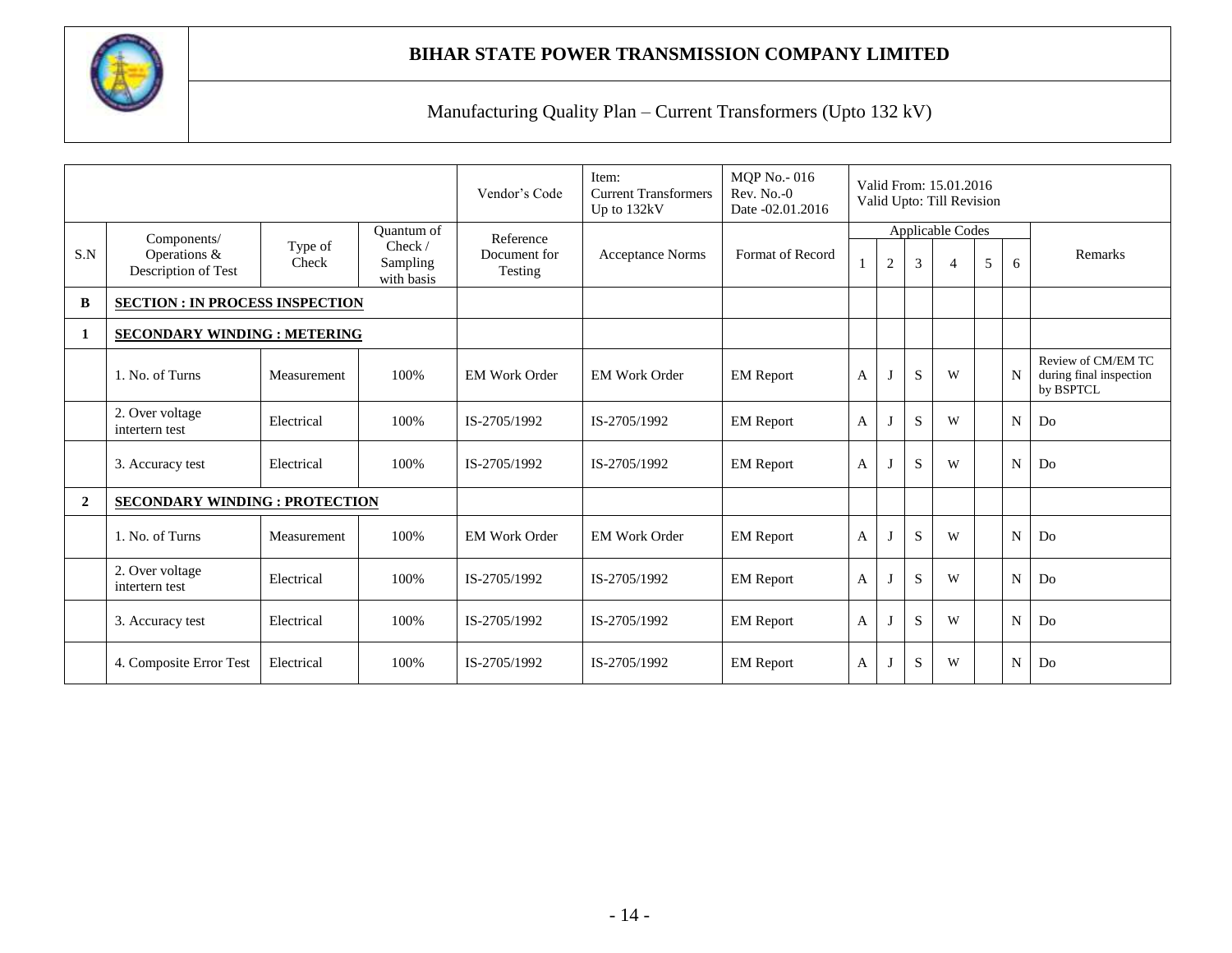# BIHAR STATE POWER TRANSMISSION COMPANY LIMITED

## Manufacturing Quality Plan – Current Transformers (Upto 132 kV)

| | | | | Vendor's Code | Item: Current Transformers Up to 132kV | MQP No.- 016 Rev. No.-0 Date -02.01.2016 | Valid From: 15.01.2016 Valid Upto: Till Revision | | | | | | |
|---|---|---|---|---|---|---|---|---|---|---|---|---|---|
| S.N | Components/ Operations & Description of Test | Type of Check | Quantum of Check / Sampling with basis | Reference Document for Testing | Acceptance Norms | Format of Record | Applicable Codes | | | | | | Remarks |
| | | | | | | | 1 | 2 | 3 | 4 | 5 | 6 | |
| **B** | **SECTION : IN PROCESS INSPECTION** | | | | | | | | | | | | |
| **1** | **SECONDARY WINDING : METERING** | | | | | | | | | | | | |
| | 1. No. of Turns | Measurement | 100% | EM Work Order | EM Work Order | EM Report | A | J | S | W | | N | Review of CM/EM TC during final inspection by BSPTCL |
| | 2. Over voltage intertern test | Electrical | 100% | IS-2705/1992 | IS-2705/1992 | EM Report | A | J | S | W | | N | Do |
| | 3. Accuracy test | Electrical | 100% | IS-2705/1992 | IS-2705/1992 | EM Report | A | J | S | W | | N | Do |
| **2** | **SECONDARY WINDING : PROTECTION** | | | | | | | | | | | | |
| | 1. No. of Turns | Measurement | 100% | EM Work Order | EM Work Order | EM Report | A | J | S | W | | N | Do |
| | 2. Over voltage intertern test | Electrical | 100% | IS-2705/1992 | IS-2705/1992 | EM Report | A | J | S | W | | N | Do |
| | 3. Accuracy test | Electrical | 100% | IS-2705/1992 | IS-2705/1992 | EM Report | A | J | S | W | | N | Do |
| | 4. Composite Error Test | Electrical | 100% | IS-2705/1992 | IS-2705/1992 | EM Report | A | J | S | W | | N | Do |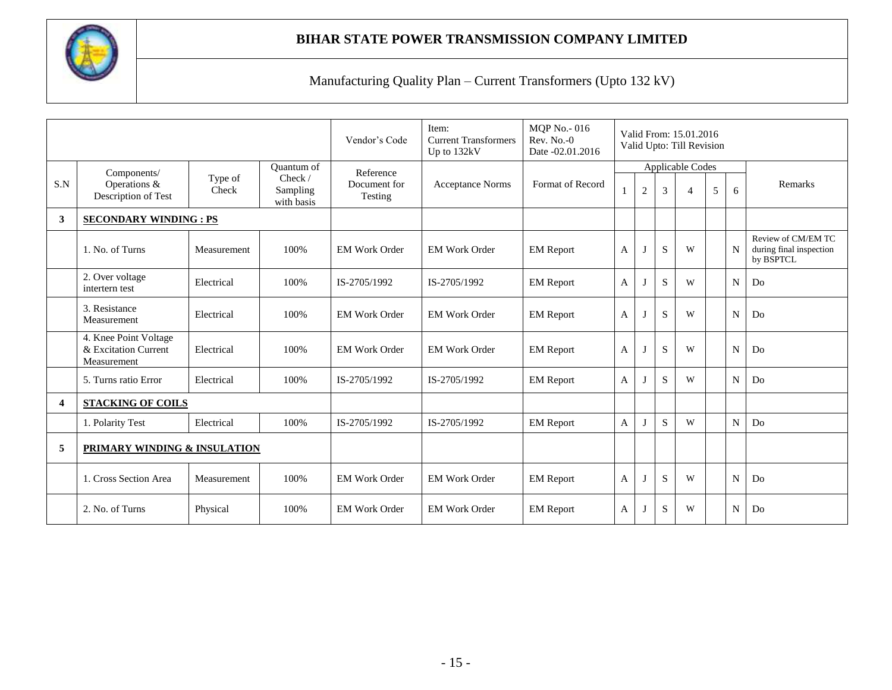# BIHAR STATE POWER TRANSMISSION COMPANY LIMITED

## Manufacturing Quality Plan – Current Transformers (Upto 132 kV)

| | | | | Vendor's Code | Item: Current Transformers Up to 132kV | MQP No.- 016 Rev. No.-0 Date -02.01.2016 | Valid From: 15.01.2016 Valid Upto: Till Revision | | | | | | |
|---|---|---|---|---|---|---|---|---|---|---|---|---|---|
| S.N | Components/ Operations & Description of Test | Type of Check | Quantum of Check / Sampling with basis | Reference Document for Testing | Acceptance Norms | Format of Record | Applicable Codes 1 | 2 | 3 | 4 | 5 | 6 | Remarks |
| **3** | **SECONDARY WINDING : PS** | | | | | | | | | | | | |
| | 1. No. of Turns | Measurement | 100% | EM Work Order | EM Work Order | EM Report | A | J | S | W | | N | Review of CM/EM TC during final inspection by BSPTCL |
| | 2. Over voltage intertern test | Electrical | 100% | IS-2705/1992 | IS-2705/1992 | EM Report | A | J | S | W | | N | Do |
| | 3. Resistance Measurement | Electrical | 100% | EM Work Order | EM Work Order | EM Report | A | J | S | W | | N | Do |
| | 4. Knee Point Voltage & Excitation Current Measurement | Electrical | 100% | EM Work Order | EM Work Order | EM Report | A | J | S | W | | N | Do |
| | 5. Turns ratio Error | Electrical | 100% | IS-2705/1992 | IS-2705/1992 | EM Report | A | J | S | W | | N | Do |
| **4** | **STACKING OF COILS** | | | | | | | | | | | | |
| | 1. Polarity Test | Electrical | 100% | IS-2705/1992 | IS-2705/1992 | EM Report | A | J | S | W | | N | Do |
| **5** | **PRIMARY WINDING & INSULATION** | | | | | | | | | | | | |
| | 1. Cross Section Area | Measurement | 100% | EM Work Order | EM Work Order | EM Report | A | J | S | W | | N | Do |
| | 2. No. of Turns | Physical | 100% | EM Work Order | EM Work Order | EM Report | A | J | S | W | | N | Do |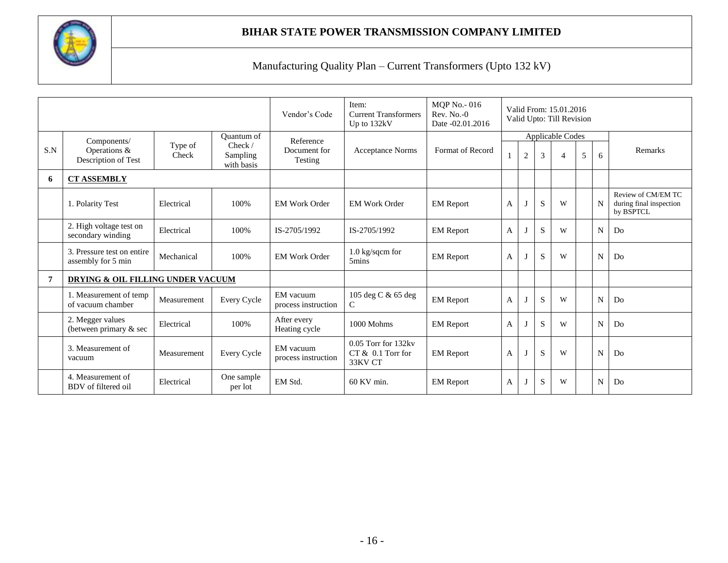# BIHAR STATE POWER TRANSMISSION COMPANY LIMITED

## Manufacturing Quality Plan – Current Transformers (Upto 132 kV)

| | | | | Vendor's Code | Item: Current Transformers Up to 132kV | MQP No.- 016 Rev. No.-0 Date -02.01.2016 | Valid From: 15.01.2016 Valid Upto: Till Revision | | | | | | |
|---|---|---|---|---|---|---|---|---|---|---|---|---|---|
| S.N | Components/ Operations & Description of Test | Type of Check | Quantum of Check / Sampling with basis | Reference Document for Testing | Acceptance Norms | Format of Record | Applicable Codes | | | | | | Remarks |
| | | | | | | | 1 | 2 | 3 | 4 | 5 | 6 | |
| **6** | **CT ASSEMBLY** | | | | | | | | | | | | |
| | 1. Polarity Test | Electrical | 100% | EM Work Order | EM Work Order | EM Report | A | J | S | W | | N | Review of CM/EM TC during final inspection by BSPTCL |
| | 2. High voltage test on secondary winding | Electrical | 100% | IS-2705/1992 | IS-2705/1992 | EM Report | A | J | S | W | | N | Do |
| | 3. Pressure test on entire assembly for 5 min | Mechanical | 100% | EM Work Order | 1.0 kg/sqcm for 5mins | EM Report | A | J | S | W | | N | Do |
| **7** | **DRYING & OIL FILLING UNDER VACUUM** | | | | | | | | | | | | |
| | 1. Measurement of temp of vacuum chamber | Measurement | Every Cycle | EM vacuum process instruction | 105 deg C & 65 deg C | EM Report | A | J | S | W | | N | Do |
| | 2. Megger values (between primary & sec | Electrical | 100% | After every Heating cycle | 1000 Mohms | EM Report | A | J | S | W | | N | Do |
| | 3. Measurement of vacuum | Measurement | Every Cycle | EM vacuum process instruction | 0.05 Torr for 132kv CT & 0.1 Torr for 33KV CT | EM Report | A | J | S | W | | N | Do |
| | 4. Measurement of BDV of filtered oil | Electrical | One sample per lot | EM Std. | 60 KV min. | EM Report | A | J | S | W | | N | Do |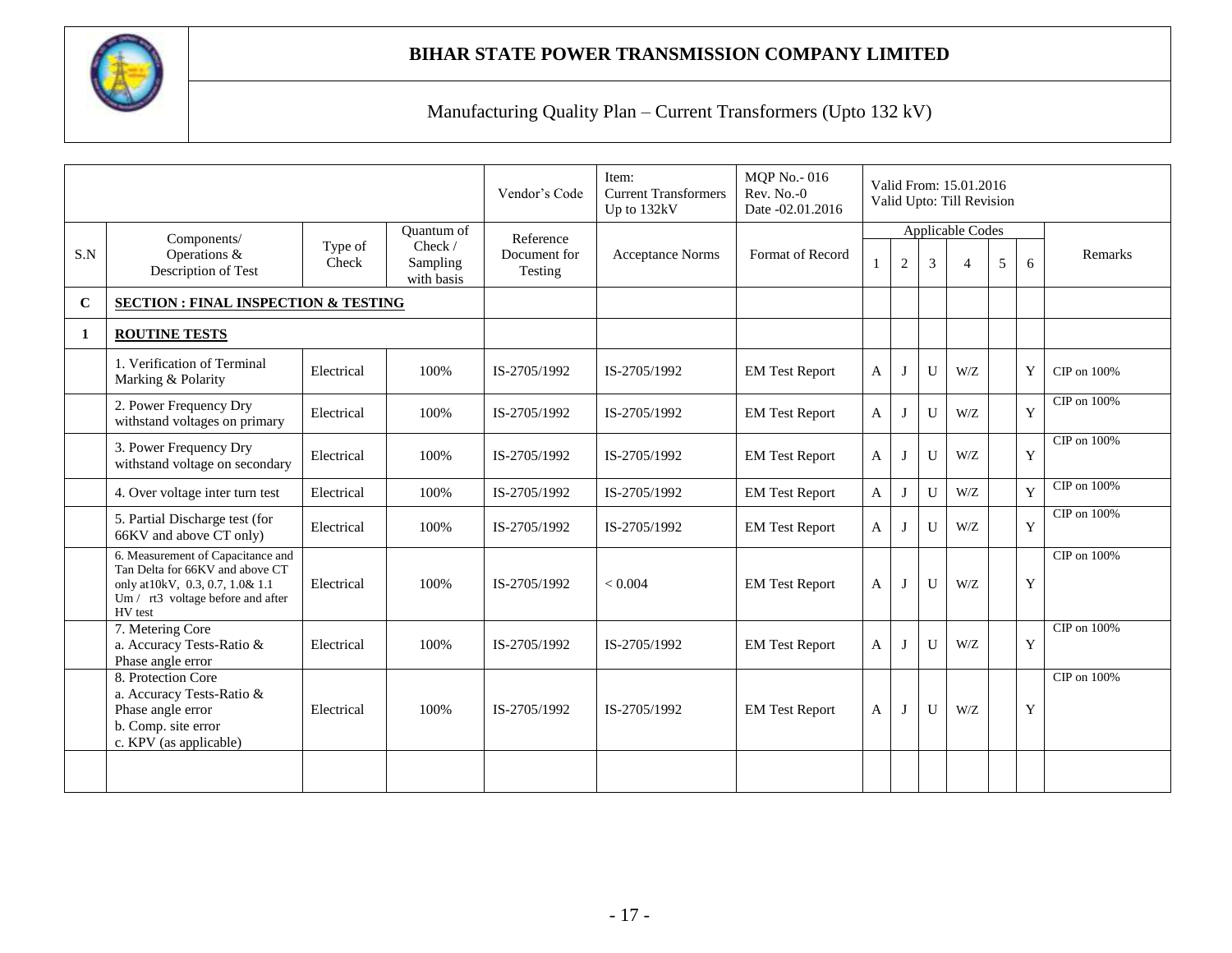# BIHAR STATE POWER TRANSMISSION COMPANY LIMITED

## Manufacturing Quality Plan – Current Transformers (Upto 132 kV)

| | | | | Vendor's Code | Item: Current Transformers Up to 132kV | MQP No.- 016 Rev. No.-0 Date -02.01.2016 | Valid From: 15.01.2016 Valid Upto: Till Revision | | | | | | |
|---|---|---|---|---|---|---|---|---|---|---|---|---|---|
| S.N | Components/ Operations & Description of Test | Type of Check | Quantum of Check / Sampling with basis | Reference Document for Testing | Acceptance Norms | Format of Record | Applicable Codes | | | | | | Remarks |
| | | | | | | | 1 | 2 | 3 | 4 | 5 | 6 | |
| **C** | **SECTION : FINAL INSPECTION & TESTING** | | | | | | | | | | | | |
| **1** | **ROUTINE TESTS** | | | | | | | | | | | | |
| | 1. Verification of Terminal Marking & Polarity | Electrical | 100% | IS-2705/1992 | IS-2705/1992 | EM Test Report | A | J | U | W/Z | | Y | CIP on 100% |
| | 2. Power Frequency Dry withstand voltages on primary | Electrical | 100% | IS-2705/1992 | IS-2705/1992 | EM Test Report | A | J | U | W/Z | | Y | CIP on 100% |
| | 3. Power Frequency Dry withstand voltage on secondary | Electrical | 100% | IS-2705/1992 | IS-2705/1992 | EM Test Report | A | J | U | W/Z | | Y | CIP on 100% |
| | 4. Over voltage inter turn test | Electrical | 100% | IS-2705/1992 | IS-2705/1992 | EM Test Report | A | J | U | W/Z | | Y | CIP on 100% |
| | 5. Partial Discharge test (for 66KV and above CT only) | Electrical | 100% | IS-2705/1992 | IS-2705/1992 | EM Test Report | A | J | U | W/Z | | Y | CIP on 100% |
| | 6. Measurement of Capacitance and Tan Delta for 66KV and above CT only at10kV, 0.3, 0.7, 1.0& 1.1 Um / rt3 voltage before and after HV test | Electrical | 100% | IS-2705/1992 | < 0.004 | EM Test Report | A | J | U | W/Z | | Y | CIP on 100% |
| | 7. Metering Core<br>a. Accuracy Tests-Ratio & Phase angle error | Electrical | 100% | IS-2705/1992 | IS-2705/1992 | EM Test Report | A | J | U | W/Z | | Y | CIP on 100% |
| | 8. Protection Core<br>a. Accuracy Tests-Ratio & Phase angle error<br>b. Comp. site error<br>c. KPV (as applicable) | Electrical | 100% | IS-2705/1992 | IS-2705/1992 | EM Test Report | A | J | U | W/Z | | Y | CIP on 100% |
| | | | | | | | | | | | | | |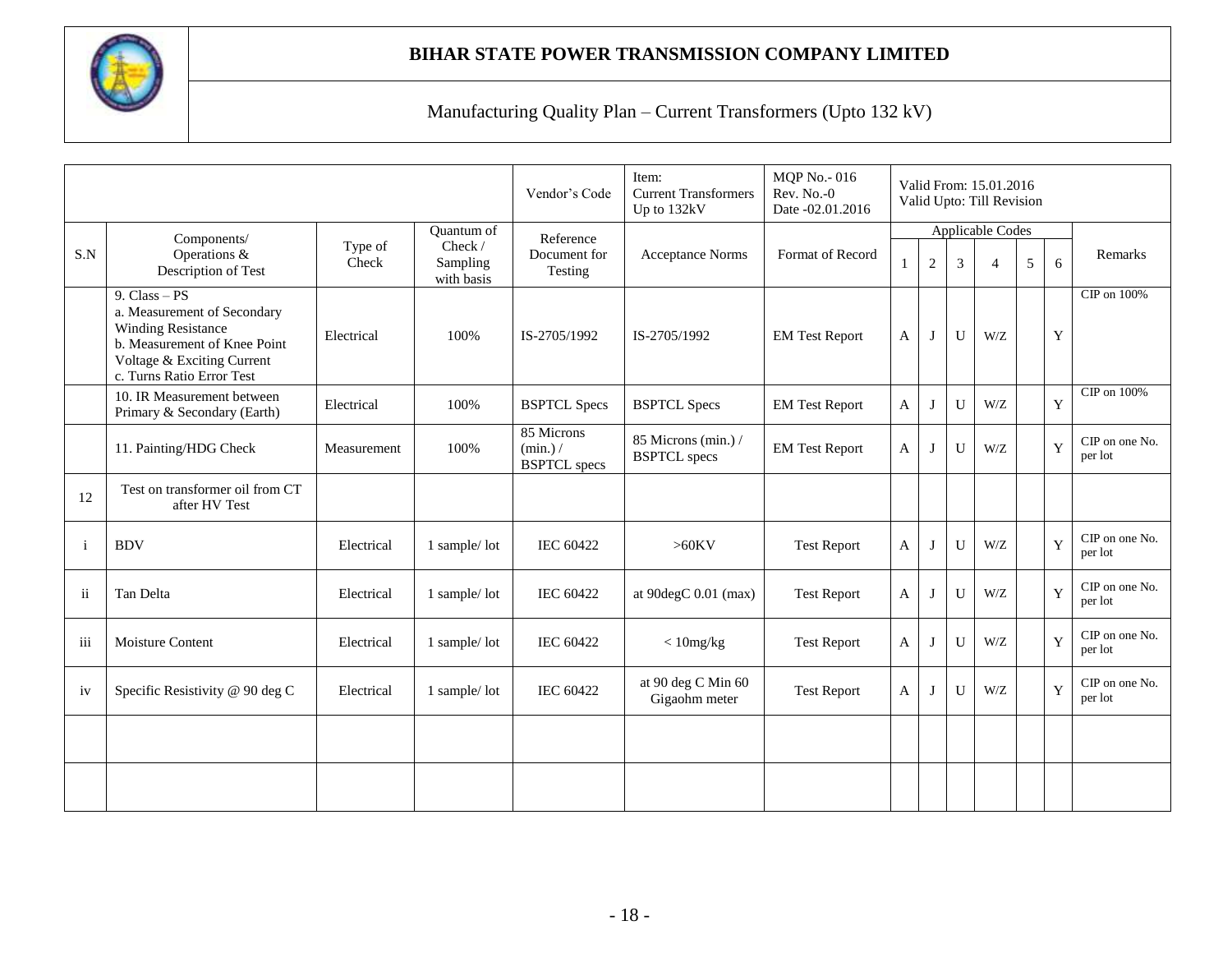**BIHAR STATE POWER TRANSMISSION COMPANY LIMITED**

Manufacturing Quality Plan – Current Transformers (Upto 132 kV)

| | | | | Vendor's Code | Item: Current Transformers Up to 132kV | MQP No.- 016 Rev. No.-0 Date -02.01.2016 | Valid From: 15.01.2016 Valid Upto: Till Revision | | | | | | |
|---|---|---|---|---|---|---|---|---|---|---|---|---|---|
| S.N | Components/ Operations & Description of Test | Type of Check | Quantum of Check / Sampling with basis | Reference Document for Testing | Acceptance Norms | Format of Record | Applicable Codes | | | | | | Remarks |
| | | | | | | | 1 | 2 | 3 | 4 | 5 | 6 | |
| | 9. Class – PS<br>a. Measurement of Secondary Winding Resistance<br>b. Measurement of Knee Point Voltage & Exciting Current<br>c. Turns Ratio Error Test | Electrical | 100% | IS-2705/1992 | IS-2705/1992 | EM Test Report | A | J | U | W/Z | | Y | CIP on 100% |
| | 10. IR Measurement between Primary & Secondary (Earth) | Electrical | 100% | BSPTCL Specs | BSPTCL Specs | EM Test Report | A | J | U | W/Z | | Y | CIP on 100% |
| | 11. Painting/HDG Check | Measurement | 100% | 85 Microns (min.) / BSPTCL specs | 85 Microns (min.) / BSPTCL specs | EM Test Report | A | J | U | W/Z | | Y | CIP on one No. per lot |
| 12 | Test on transformer oil from CT after HV Test | | | | | | | | | | | | |
| i | BDV | Electrical | 1 sample/ lot | IEC 60422 | >60KV | Test Report | A | J | U | W/Z | | Y | CIP on one No. per lot |
| ii | Tan Delta | Electrical | 1 sample/ lot | IEC 60422 | at 90degC 0.01 (max) | Test Report | A | J | U | W/Z | | Y | CIP on one No. per lot |
| iii | Moisture Content | Electrical | 1 sample/ lot | IEC 60422 | < 10mg/kg | Test Report | A | J | U | W/Z | | Y | CIP on one No. per lot |
| iv | Specific Resistivity @ 90 deg C | Electrical | 1 sample/ lot | IEC 60422 | at 90 deg C Min 60 Gigaohm meter | Test Report | A | J | U | W/Z | | Y | CIP on one No. per lot |
| | | | | | | | | | | | | | |
| | | | | | | | | | | | | | |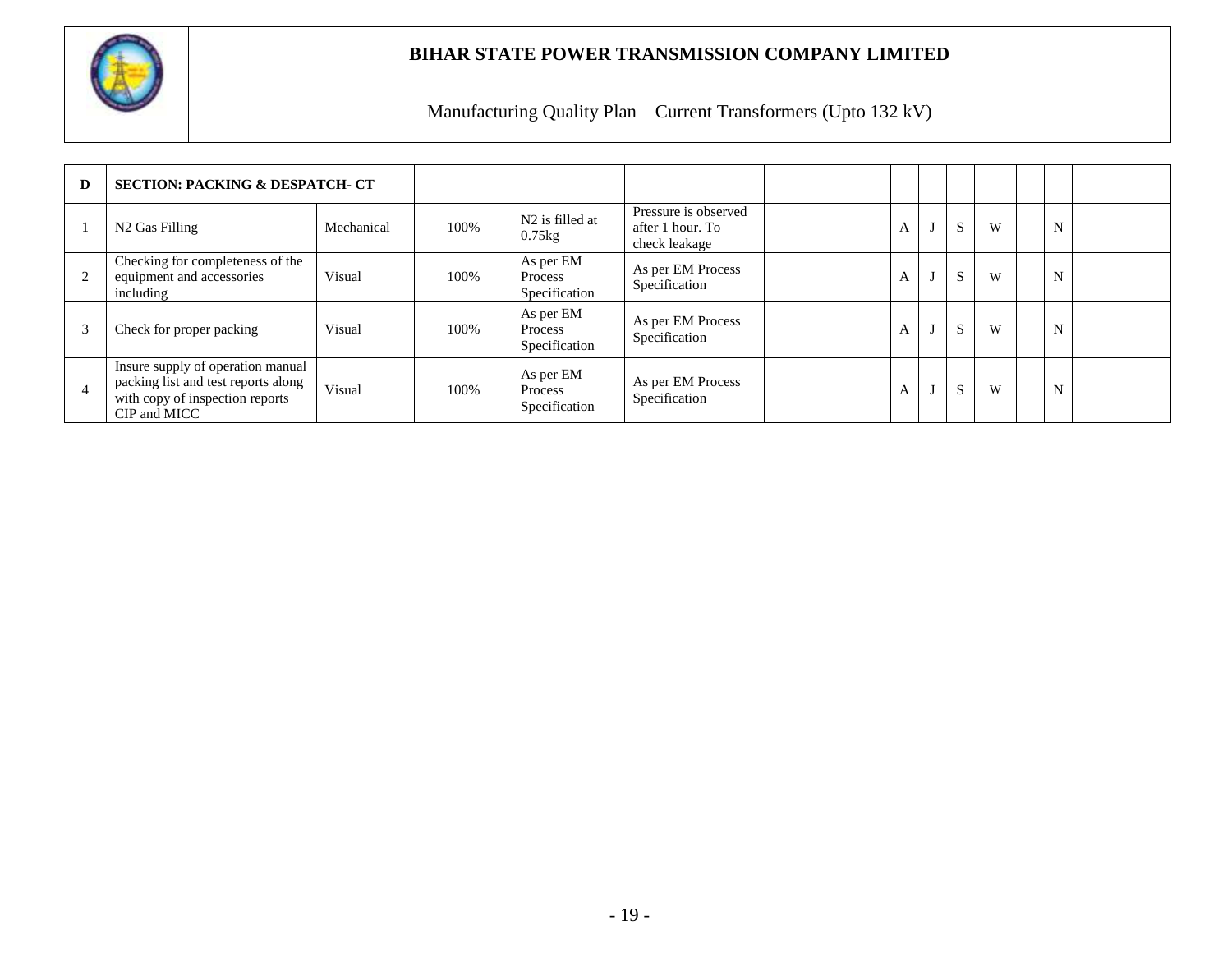**BIHAR STATE POWER TRANSMISSION COMPANY LIMITED**

Manufacturing Quality Plan – Current Transformers (Upto 132 kV)

| | | | | | | | | | | | | | |
|---|---|---|---|---|---|---|---|---|---|---|---|---|---|
| **D** | **SECTION: PACKING & DESPATCH- CT** | | | | | | | | | | | | |
| 1 | N2 Gas Filling | Mechanical | 100% | N2 is filled at 0.75kg | Pressure is observed after 1 hour. To check leakage | | A | J | S | W | | N | |
| 2 | Checking for completeness of the equipment and accessories including | Visual | 100% | As per EM Process Specification | As per EM Process Specification | | A | J | S | W | | N | |
| 3 | Check for proper packing | Visual | 100% | As per EM Process Specification | As per EM Process Specification | | A | J | S | W | | N | |
| 4 | Insure supply of operation manual packing list and test reports along with copy of inspection reports CIP and MICC | Visual | 100% | As per EM Process Specification | As per EM Process Specification | | A | J | S | W | | N | |